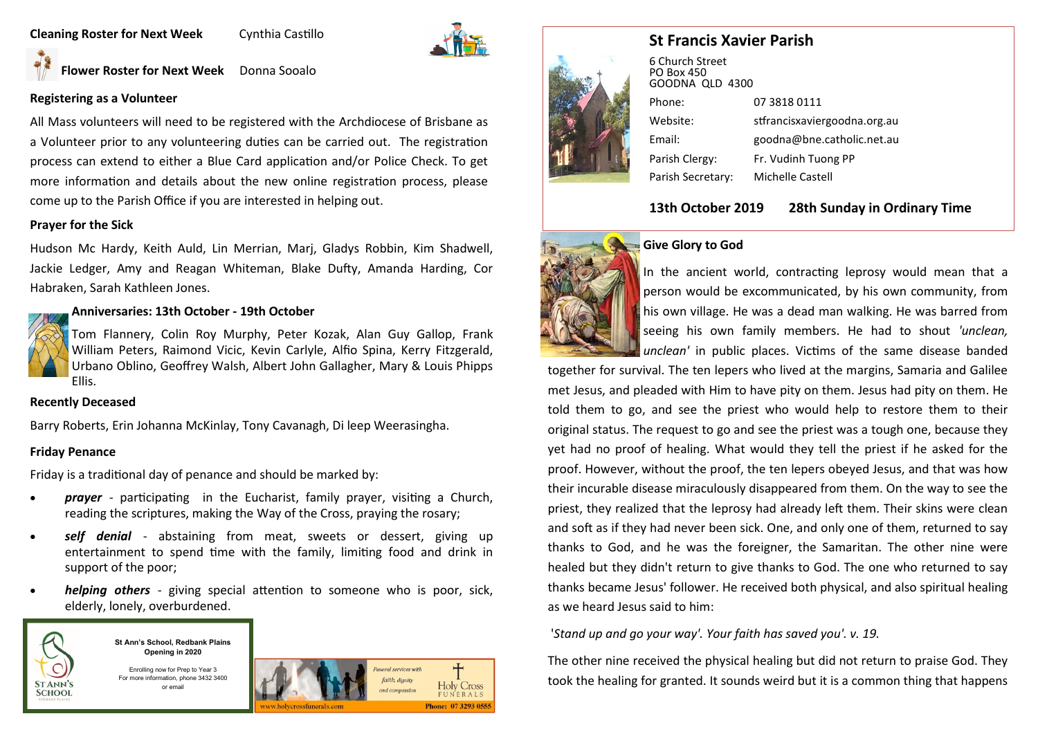**Cleaning Roster for Next Week** Cynthia Castillo

**Flower Roster for Next Week** Donna Sooalo

### Registering as a Volunteer

All Mass volunteers will need to be registered with the Archdiocese of Brisbane as a Volunteer prior to any volunteering duties can be carried out. The registration process can extend to either a Blue Card application and/or Police Check. To get more information and details about the new online registration process, please come up to the Parish Office if you are interested in helping out.

### Prayer for the Sick

Hudson Mc Hardy, Keith Auld, Lin Merrian, Marj, Gladys Robbin, Kim Shadwell, Jackie Ledger, Amy and Reagan Whiteman, Blake Dufty, Amanda Harding, Cor Habraken, Sarah Kathleen Jones.

### Anniversaries: 13th October - 19th October

Tom Flannery, Colin Roy Murphy, Peter Kozak, Alan Guy Gallop, Frank William Peters, Raimond Vicic, Kevin Carlyle, Alfio Spina, Kerry Fitzgerald, Urbano Oblino, Geoffrey Walsh, Albert John Gallagher, Mary & Louis Phipps Ellis.

### Recently Deceased

Barry Roberts, Erin Johanna McKinlay, Tony Cavanagh, Di leep Weerasingha.

### Friday Penance

Friday is a traditional day of penance and should be marked by:

- ***prayer*** - participating in the Eucharist, family prayer, visiting a Church, reading the scriptures, making the Way of the Cross, praying the rosary;
- ***self denial*** - abstaining from meat, sweets or dessert, giving up entertainment to spend time with the family, limiting food and drink in support of the poor;
- ***helping others*** - giving special attention to someone who is poor, sick, elderly, lonely, overburdened.

**St Ann's School, Redbank Plains**
**Opening in 2020**

Enrolling now for Prep to Year 3
For more information, phone 3432 3400
or email

ST ANN'S SCHOOL
REDBANK PLAINS

Funeral services with faith, dignity and compassion
Holy Cross FUNERALS
www.holycrossfunerals.com
Phone: 07 3293 0555

## St Francis Xavier Parish

6 Church Street
PO Box 450
GOODNA QLD 4300

| | |
|---|---|
| Phone: | 07 3818 0111 |
| Website: | stfrancisxaviergoodna.org.au |
| Email: | goodna@bne.catholic.net.au |
| Parish Clergy: | Fr. Vudinh Tuong PP |
| Parish Secretary: | Michelle Castell |

**13th October 2019 28th Sunday in Ordinary Time**

### Give Glory to God

In the ancient world, contracting leprosy would mean that a person would be excommunicated, by his own community, from his own village. He was a dead man walking. He was barred from seeing his own family members. He had to shout *'unclean, unclean'* in public places. Victims of the same disease banded together for survival. The ten lepers who lived at the margins, Samaria and Galilee met Jesus, and pleaded with Him to have pity on them. Jesus had pity on them. He told them to go, and see the priest who would help to restore them to their original status. The request to go and see the priest was a tough one, because they yet had no proof of healing. What would they tell the priest if he asked for the proof. However, without the proof, the ten lepers obeyed Jesus, and that was how their incurable disease miraculously disappeared from them. On the way to see the priest, they realized that the leprosy had already left them. Their skins were clean and soft as if they had never been sick. One, and only one of them, returned to say thanks to God, and he was the foreigner, the Samaritan. The other nine were healed but they didn't return to give thanks to God. The one who returned to say thanks became Jesus' follower. He received both physical, and also spiritual healing as we heard Jesus said to him:

*'Stand up and go your way'. Your faith has saved you'. v. 19.*

The other nine received the physical healing but did not return to praise God. They took the healing for granted. It sounds weird but it is a common thing that happens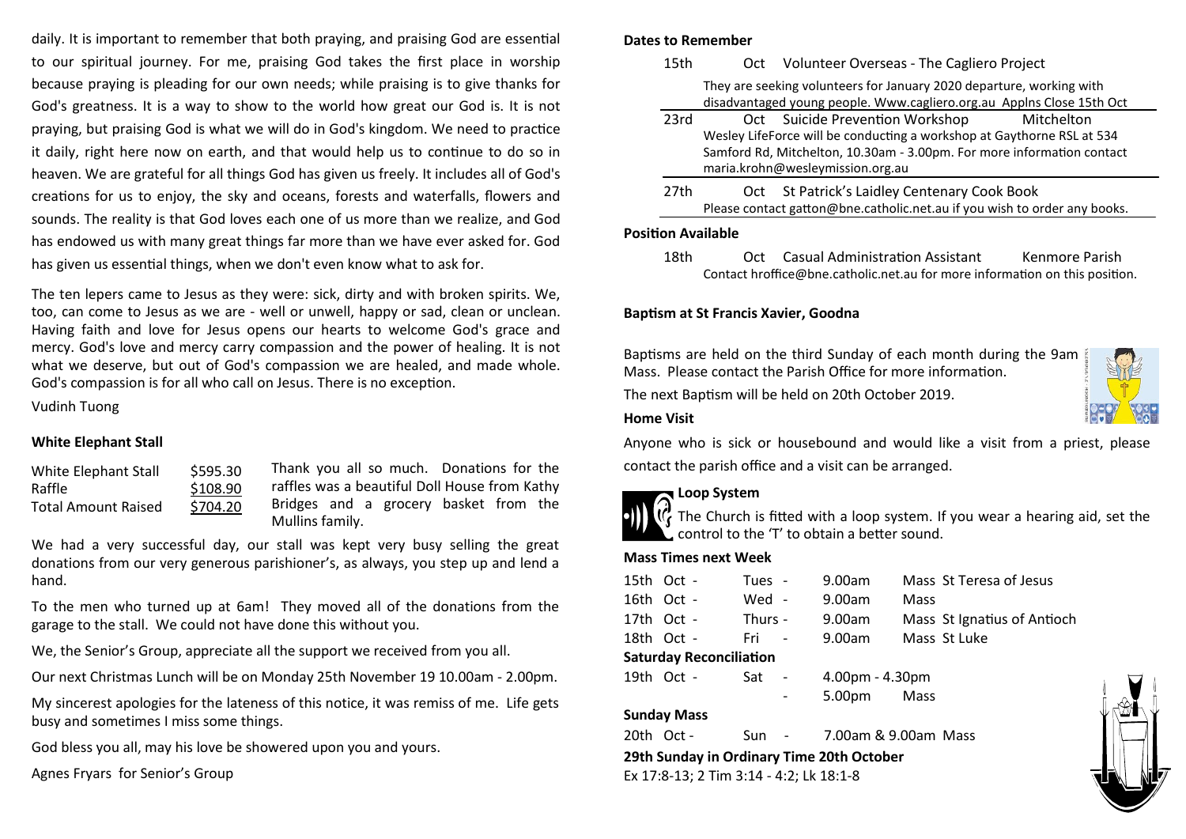daily. It is important to remember that both praying, and praising God are essential to our spiritual journey. For me, praising God takes the first place in worship because praying is pleading for our own needs; while praising is to give thanks for God's greatness. It is a way to show to the world how great our God is. It is not praying, but praising God is what we will do in God's kingdom. We need to practice it daily, right here now on earth, and that would help us to continue to do so in heaven. We are grateful for all things God has given us freely. It includes all of God's creations for us to enjoy, the sky and oceans, forests and waterfalls, flowers and sounds. The reality is that God loves each one of us more than we realize, and God has endowed us with many great things far more than we have ever asked for. God has given us essential things, when we don't even know what to ask for.

The ten lepers came to Jesus as they were: sick, dirty and with broken spirits. We, too, can come to Jesus as we are - well or unwell, happy or sad, clean or unclean. Having faith and love for Jesus opens our hearts to welcome God's grace and mercy. God's love and mercy carry compassion and the power of healing. It is not what we deserve, but out of God's compassion we are healed, and made whole. God's compassion is for all who call on Jesus. There is no exception.

Vudinh Tuong

### White Elephant Stall

| | |
|---|---|
| White Elephant Stall | $595.30 |
| Raffle | $108.90 |
| Total Amount Raised | $704.20 |

Thank you all so much. Donations for the raffles was a beautiful Doll House from Kathy Bridges and a grocery basket from the Mullins family.

We had a very successful day, our stall was kept very busy selling the great donations from our very generous parishioner's, as always, you step up and lend a hand.

To the men who turned up at 6am! They moved all of the donations from the garage to the stall. We could not have done this without you.

We, the Senior's Group, appreciate all the support we received from you all.

Our next Christmas Lunch will be on Monday 25th November 19 10.00am - 2.00pm.

My sincerest apologies for the lateness of this notice, it was remiss of me. Life gets busy and sometimes I miss some things.

God bless you all, may his love be showered upon you and yours.

Agnes Fryars for Senior's Group

### Dates to Remember

**15th Oct** Volunteer Overseas - The Cagliero Project
They are seeking volunteers for January 2020 departure, working with disadvantaged young people. Www.cagliero.org.au Applns Close 15th Oct

**23rd Oct** Suicide Prevention Workshop — Mitchelton
Wesley LifeForce will be conducting a workshop at Gaythorne RSL at 534 Samford Rd, Mitchelton, 10.30am - 3.00pm. For more information contact maria.krohn@wesleymission.org.au

**27th Oct** St Patrick's Laidley Centenary Cook Book
Please contact gatton@bne.catholic.net.au if you wish to order any books.

### Position Available

**18th Oct** Casual Administration Assistant — Kenmore Parish
Contact hroffice@bne.catholic.net.au for more information on this position.

### Baptism at St Francis Xavier, Goodna

Baptisms are held on the third Sunday of each month during the 9am Mass. Please contact the Parish Office for more information.

The next Baptism will be held on 20th October 2019.

### Home Visit

Anyone who is sick or housebound and would like a visit from a priest, please contact the parish office and a visit can be arranged.

### Loop System

The Church is fitted with a loop system. If you wear a hearing aid, set the control to the 'T' to obtain a better sound.

### Mass Times next Week

| | | | |
|---|---|---|---|
| 15th Oct - | Tues - | 9.00am | Mass St Teresa of Jesus |
| 16th Oct - | Wed - | 9.00am | Mass |
| 17th Oct - | Thurs - | 9.00am | Mass St Ignatius of Antioch |
| 18th Oct - | Fri - | 9.00am | Mass St Luke |

**Saturday Reconciliation**

| | | | |
|---|---|---|---|
| 19th Oct - | Sat - | 4.00pm - 4.30pm | |
| | - | 5.00pm | Mass |

**Sunday Mass**

20th Oct - Sun - 7.00am & 9.00am Mass

**29th Sunday in Ordinary Time 20th October**

Ex 17:8-13; 2 Tim 3:14 - 4:2; Lk 18:1-8